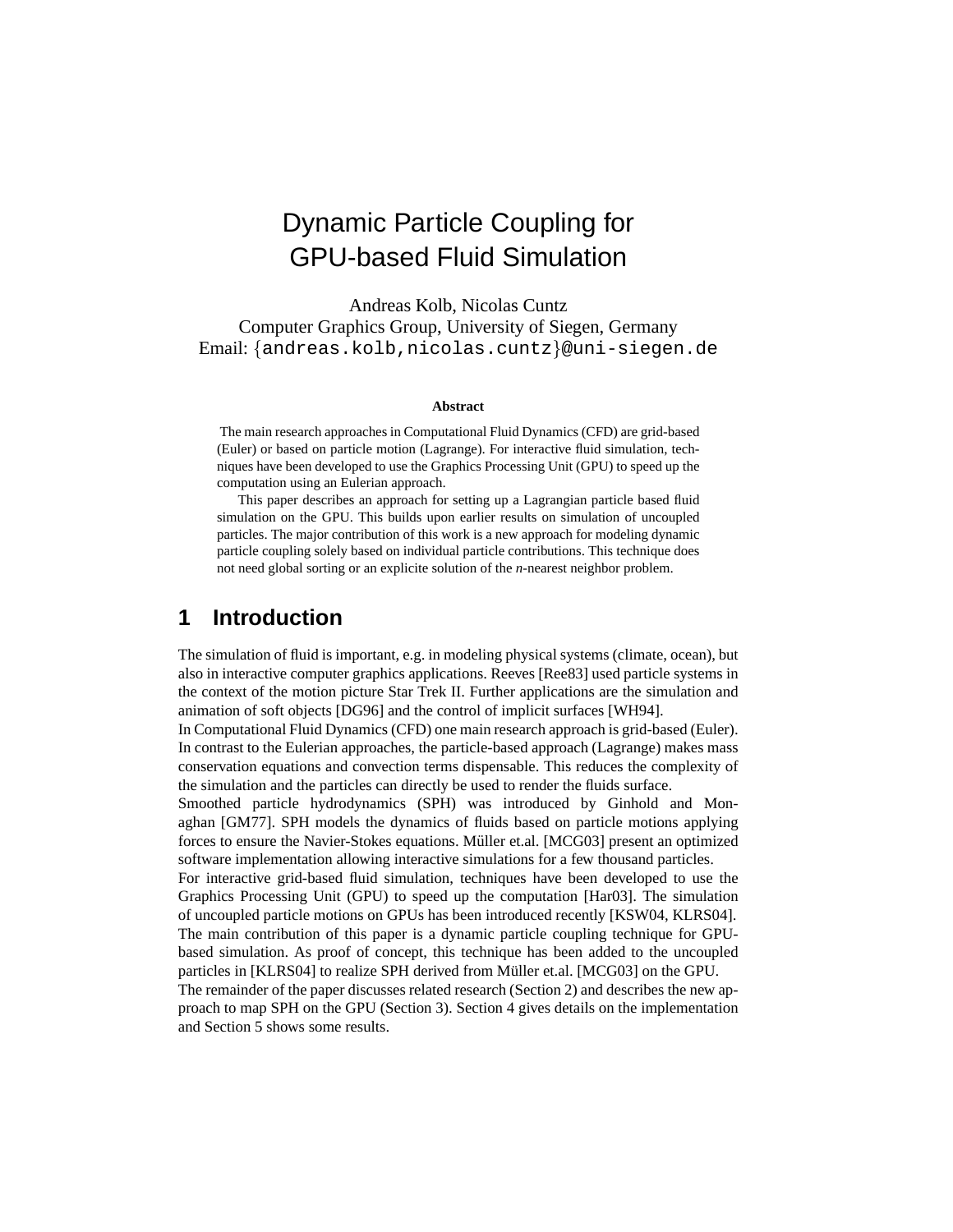# Dynamic Particle Coupling for GPU-based Fluid Simulation

Andreas Kolb, Nicolas Cuntz
Computer Graphics Group, University of Siegen, Germany
Email: {andreas.kolb,nicolas.cuntz}@uni-siegen.de

**Abstract**

The main research approaches in Computational Fluid Dynamics (CFD) are grid-based (Euler) or based on particle motion (Lagrange). For interactive fluid simulation, techniques have been developed to use the Graphics Processing Unit (GPU) to speed up the computation using an Eulerian approach.

This paper describes an approach for setting up a Lagrangian particle based fluid simulation on the GPU. This builds upon earlier results on simulation of uncoupled particles. The major contribution of this work is a new approach for modeling dynamic particle coupling solely based on individual particle contributions. This technique does not need global sorting or an explicite solution of the *n*-nearest neighbor problem.

## 1 Introduction

The simulation of fluid is important, e.g. in modeling physical systems (climate, ocean), but also in interactive computer graphics applications. Reeves [Ree83] used particle systems in the context of the motion picture Star Trek II. Further applications are the simulation and animation of soft objects [DG96] and the control of implicit surfaces [WH94].

In Computational Fluid Dynamics (CFD) one main research approach is grid-based (Euler). In contrast to the Eulerian approaches, the particle-based approach (Lagrange) makes mass conservation equations and convection terms dispensable. This reduces the complexity of the simulation and the particles can directly be used to render the fluids surface.

Smoothed particle hydrodynamics (SPH) was introduced by Ginhold and Monaghan [GM77]. SPH models the dynamics of fluids based on particle motions applying forces to ensure the Navier-Stokes equations. Müller et.al. [MCG03] present an optimized software implementation allowing interactive simulations for a few thousand particles.

For interactive grid-based fluid simulation, techniques have been developed to use the Graphics Processing Unit (GPU) to speed up the computation [Har03]. The simulation of uncoupled particle motions on GPUs has been introduced recently [KSW04, KLRS04]. The main contribution of this paper is a dynamic particle coupling technique for GPU-based simulation. As proof of concept, this technique has been added to the uncoupled particles in [KLRS04] to realize SPH derived from Müller et.al. [MCG03] on the GPU.

The remainder of the paper discusses related research (Section 2) and describes the new approach to map SPH on the GPU (Section 3). Section 4 gives details on the implementation and Section 5 shows some results.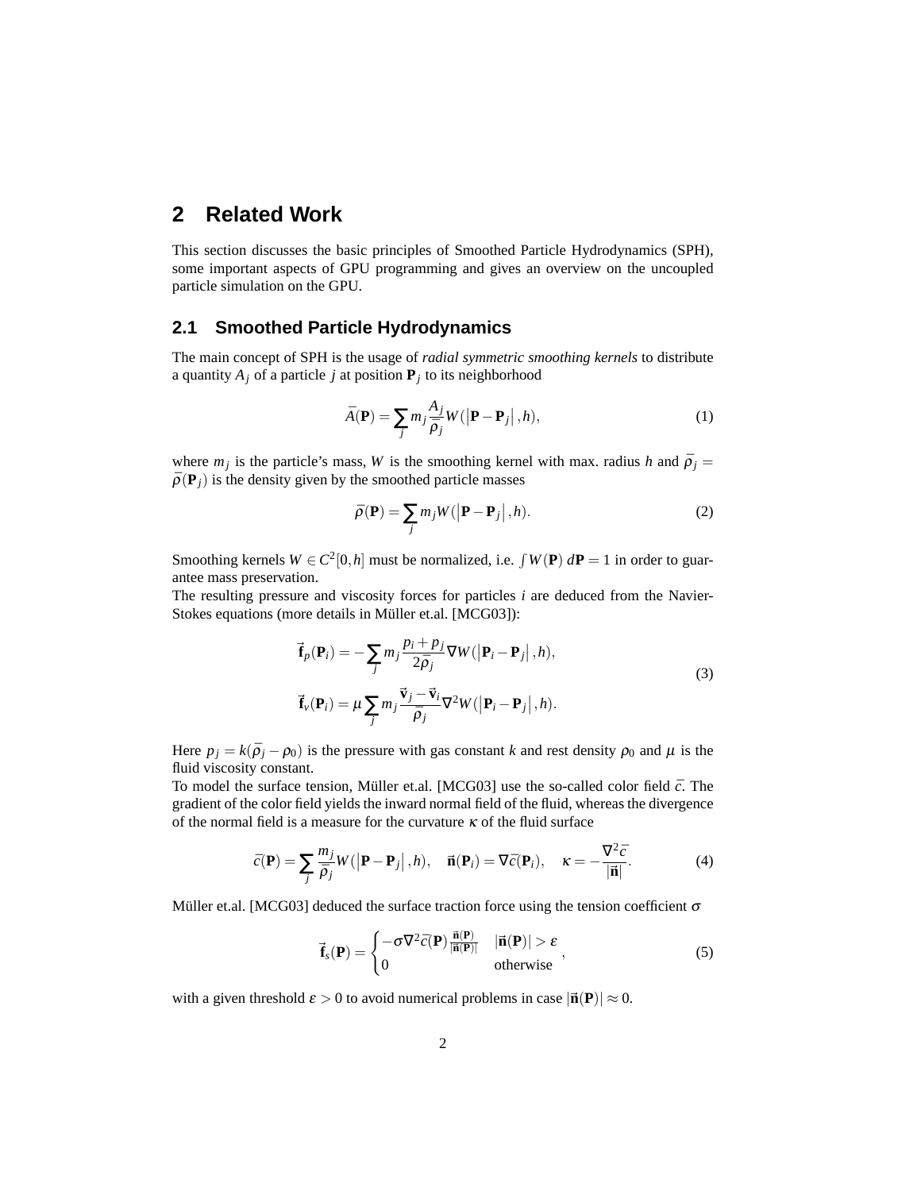## 2 Related Work

This section discusses the basic principles of Smoothed Particle Hydrodynamics (SPH), some important aspects of GPU programming and gives an overview on the uncoupled particle simulation on the GPU.

### 2.1 Smoothed Particle Hydrodynamics

The main concept of SPH is the usage of *radial symmetric smoothing kernels* to distribute a quantity $A_j$ of a particle $j$ at position $\mathbf{P}_j$ to its neighborhood

$$\bar{A}(\mathbf{P}) = \sum_j m_j \frac{A_j}{\bar{\rho}_j} W(\left|\mathbf{P} - \mathbf{P}_j\right|, h), \tag{1}$$

where $m_j$ is the particle's mass, $W$ is the smoothing kernel with max. radius $h$ and $\bar{\rho}_j = \bar{\rho}(\mathbf{P}_j)$ is the density given by the smoothed particle masses

$$\bar{\rho}(\mathbf{P}) = \sum_j m_j W(\left|\mathbf{P} - \mathbf{P}_j\right|, h). \tag{2}$$

Smoothing kernels $W \in C^2[0,h]$ must be normalized, i.e. $\int W(\mathbf{P})\, d\mathbf{P} = 1$ in order to guarantee mass preservation.
The resulting pressure and viscosity forces for particles $i$ are deduced from the Navier-Stokes equations (more details in Müller et.al. [MCG03]):

$$\begin{aligned} \vec{\mathbf{f}}_p(\mathbf{P}_i) &= -\sum_j m_j \frac{p_i + p_j}{2\bar{\rho}_j} \nabla W(\left|\mathbf{P}_i - \mathbf{P}_j\right|, h), \\ \vec{\mathbf{f}}_v(\mathbf{P}_i) &= \mu \sum_j m_j \frac{\vec{\mathbf{v}}_j - \vec{\mathbf{v}}_i}{\bar{\rho}_j} \nabla^2 W(\left|\mathbf{P}_i - \mathbf{P}_j\right|, h). \end{aligned} \tag{3}$$

Here $p_j = k(\bar{\rho}_j - \rho_0)$ is the pressure with gas constant $k$ and rest density $\rho_0$ and $\mu$ is the fluid viscosity constant.
To model the surface tension, Müller et.al. [MCG03] use the so-called color field $\bar{c}$. The gradient of the color field yields the inward normal field of the fluid, whereas the divergence of the normal field is a measure for the curvature $\kappa$ of the fluid surface

$$\bar{c}(\mathbf{P}) = \sum_j \frac{m_j}{\bar{\rho}_j} W(\left|\mathbf{P} - \mathbf{P}_j\right|, h), \quad \vec{\mathbf{n}}(\mathbf{P}_i) = \nabla \bar{c}(\mathbf{P}_i), \quad \kappa = -\frac{\nabla^2 \bar{c}}{|\vec{\mathbf{n}}|}. \tag{4}$$

Müller et.al. [MCG03] deduced the surface traction force using the tension coefficient $\sigma$

$$\vec{\mathbf{f}}_s(\mathbf{P}) = \begin{cases} -\sigma \nabla^2 \bar{c}(\mathbf{P}) \frac{\vec{\mathbf{n}}(\mathbf{P})}{|\vec{\mathbf{n}}(\mathbf{P})|} & |\vec{\mathbf{n}}(\mathbf{P})| > \varepsilon \\ 0 & \text{otherwise} \end{cases}, \tag{5}$$

with a given threshold $\varepsilon > 0$ to avoid numerical problems in case $|\vec{\mathbf{n}}(\mathbf{P})| \approx 0$.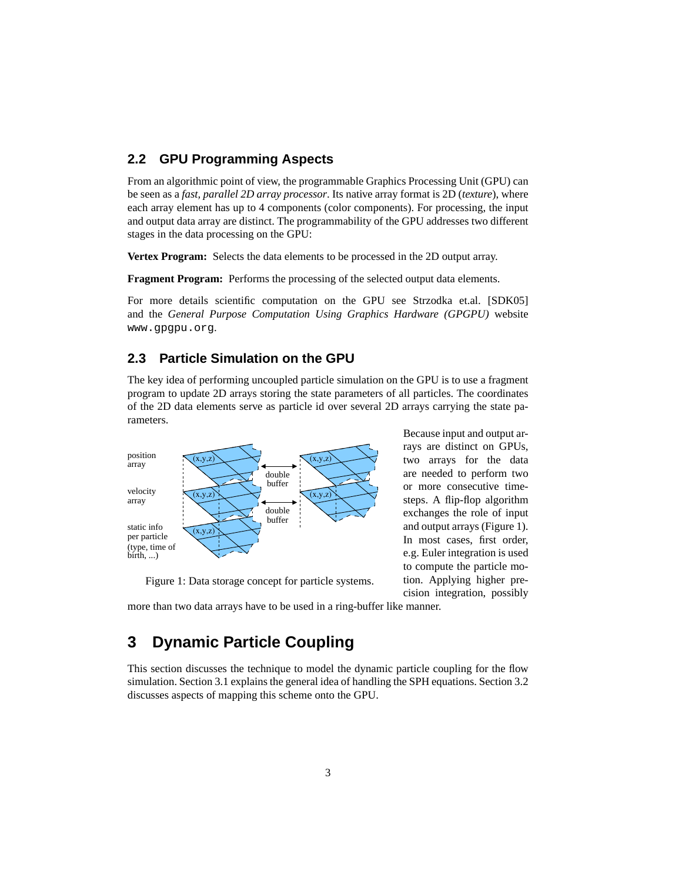## 2.2 GPU Programming Aspects

From an algorithmic point of view, the programmable Graphics Processing Unit (GPU) can be seen as a *fast, parallel 2D array processor*. Its native array format is 2D (*texture*), where each array element has up to 4 components (color components). For processing, the input and output data array are distinct. The programmability of the GPU addresses two different stages in the data processing on the GPU:

**Vertex Program:** Selects the data elements to be processed in the 2D output array.

**Fragment Program:** Performs the processing of the selected output data elements.

For more details scientific computation on the GPU see Strzodka et.al. [SDK05] and the *General Purpose Computation Using Graphics Hardware (GPGPU)* website www.gpgpu.org.

## 2.3 Particle Simulation on the GPU

The key idea of performing uncoupled particle simulation on the GPU is to use a fragment program to update 2D arrays storing the state parameters of all particles. The coordinates of the 2D data elements serve as particle id over several 2D arrays carrying the state parameters.

Figure 1: Data storage concept for particle systems.

Because input and output arrays are distinct on GPUs, two arrays for the data are needed to perform two or more consecutive time-steps. A flip-flop algorithm exchanges the role of input and output arrays (Figure 1). In most cases, first order, e.g. Euler integration is used to compute the particle motion. Applying higher precision integration, possibly more than two data arrays have to be used in a ring-buffer like manner.

# 3 Dynamic Particle Coupling

This section discusses the technique to model the dynamic particle coupling for the flow simulation. Section 3.1 explains the general idea of handling the SPH equations. Section 3.2 discusses aspects of mapping this scheme onto the GPU.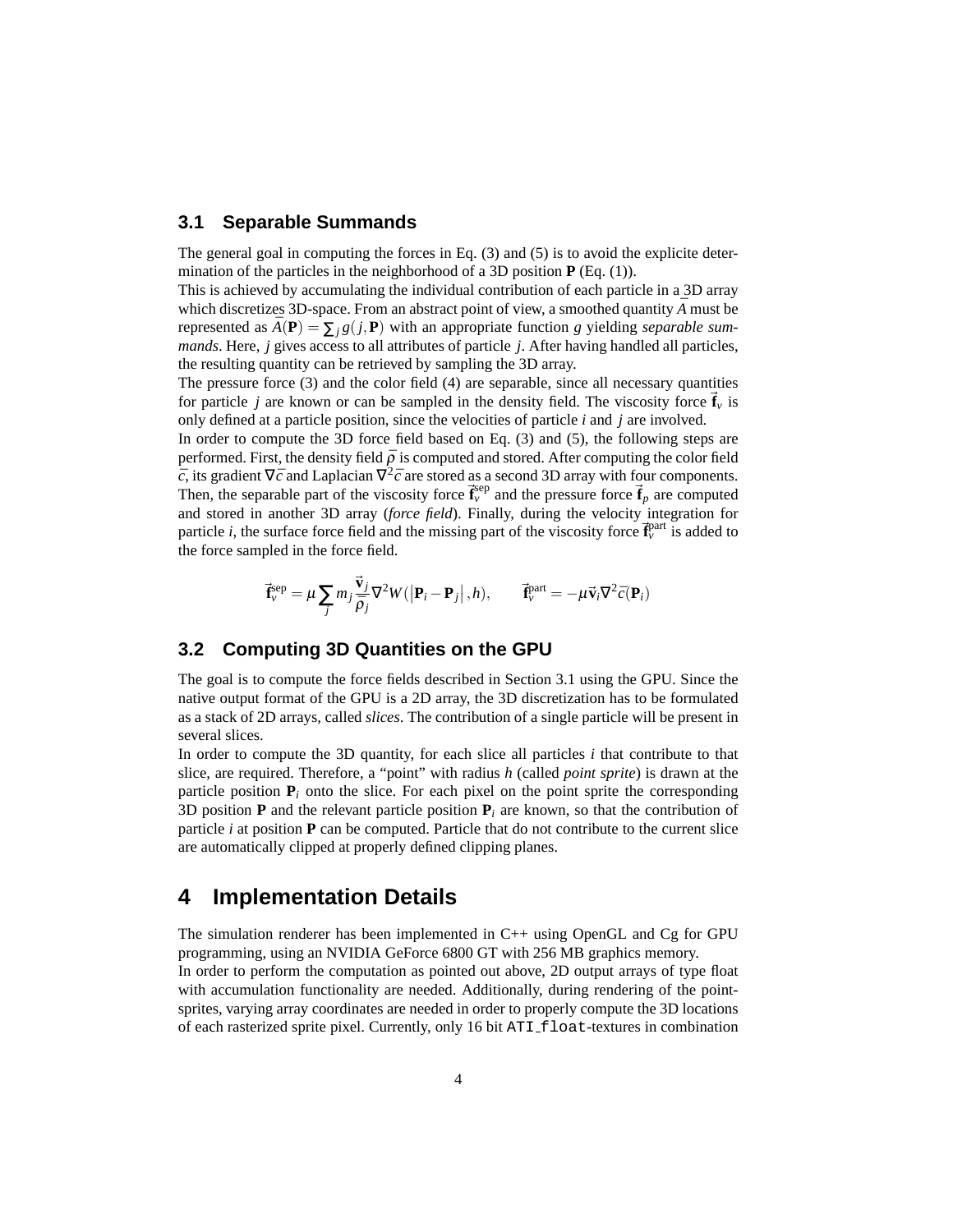### 3.1 Separable Summands

The general goal in computing the forces in Eq. (3) and (5) is to avoid the explicite determination of the particles in the neighborhood of a 3D position $\mathbf{P}$ (Eq. (1)).

This is achieved by accumulating the individual contribution of each particle in a 3D array which discretizes 3D-space. From an abstract point of view, a smoothed quantity $\overline{A}$ must be represented as $\overline{A}(\mathbf{P}) = \sum_j g(j, \mathbf{P})$ with an appropriate function $g$ yielding *separable summands*. Here, $j$ gives access to all attributes of particle $j$. After having handled all particles, the resulting quantity can be retrieved by sampling the 3D array.

The pressure force (3) and the color field (4) are separable, since all necessary quantities for particle $j$ are known or can be sampled in the density field. The viscosity force $\vec{\mathbf{f}}_v$ is only defined at a particle position, since the velocities of particle $i$ and $j$ are involved.

In order to compute the 3D force field based on Eq. (3) and (5), the following steps are performed. First, the density field $\overline{\rho}$ is computed and stored. After computing the color field $\overline{c}$, its gradient $\nabla\overline{c}$ and Laplacian $\nabla^2\overline{c}$ are stored as a second 3D array with four components. Then, the separable part of the viscosity force $\vec{\mathbf{f}}_v^{\text{sep}}$ and the pressure force $\vec{\mathbf{f}}_p$ are computed and stored in another 3D array (*force field*). Finally, during the velocity integration for particle $i$, the surface force field and the missing part of the viscosity force $\vec{\mathbf{f}}_v^{\text{part}}$ is added to the force sampled in the force field.

$$\vec{\mathbf{f}}_v^{\text{sep}} = \mu \sum_j m_j \frac{\vec{\mathbf{v}}_j}{\overline{\rho}_j} \nabla^2 W(|\mathbf{P}_i - \mathbf{P}_j|, h), \qquad \vec{\mathbf{f}}_v^{\text{part}} = -\mu \vec{\mathbf{v}}_i \nabla^2 \overline{c}(\mathbf{P}_i)$$

### 3.2 Computing 3D Quantities on the GPU

The goal is to compute the force fields described in Section 3.1 using the GPU. Since the native output format of the GPU is a 2D array, the 3D discretization has to be formulated as a stack of 2D arrays, called *slices*. The contribution of a single particle will be present in several slices.

In order to compute the 3D quantity, for each slice all particles $i$ that contribute to that slice, are required. Therefore, a "point" with radius $h$ (called *point sprite*) is drawn at the particle position $\mathbf{P}_i$ onto the slice. For each pixel on the point sprite the corresponding 3D position $\mathbf{P}$ and the relevant particle position $\mathbf{P}_i$ are known, so that the contribution of particle $i$ at position $\mathbf{P}$ can be computed. Particle that do not contribute to the current slice are automatically clipped at properly defined clipping planes.

## 4 Implementation Details

The simulation renderer has been implemented in C++ using OpenGL and Cg for GPU programming, using an NVIDIA GeForce 6800 GT with 256 MB graphics memory.

In order to perform the computation as pointed out above, 2D output arrays of type float with accumulation functionality are needed. Additionally, during rendering of the point-sprites, varying array coordinates are needed in order to properly compute the 3D locations of each rasterized sprite pixel. Currently, only 16 bit `ATI_float`-textures in combination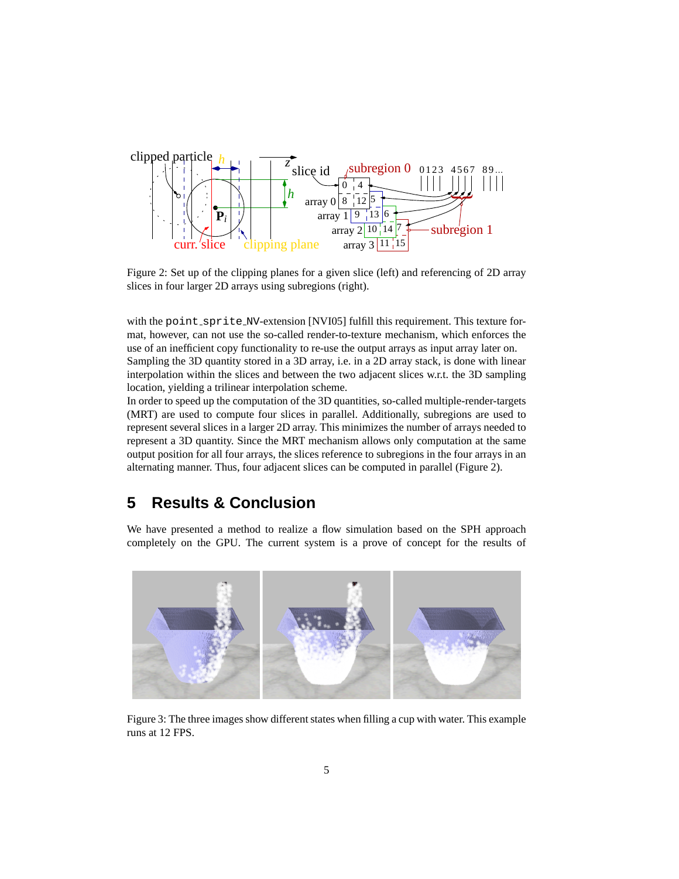Figure 2: Set up of the clipping planes for a given slice (left) and referencing of 2D array slices in four larger 2D arrays using subregions (right).

with the `point_sprite_NV`-extension [NVI05] fulfill this requirement. This texture format, however, can not use the so-called render-to-texture mechanism, which enforces the use of an inefficient copy functionality to re-use the output arrays as input array later on.
Sampling the 3D quantity stored in a 3D array, i.e. in a 2D array stack, is done with linear interpolation within the slices and between the two adjacent slices w.r.t. the 3D sampling location, yielding a trilinear interpolation scheme.
In order to speed up the computation of the 3D quantities, so-called multiple-render-targets (MRT) are used to compute four slices in parallel. Additionally, subregions are used to represent several slices in a larger 2D array. This minimizes the number of arrays needed to represent a 3D quantity. Since the MRT mechanism allows only computation at the same output position for all four arrays, the slices reference to subregions in the four arrays in an alternating manner. Thus, four adjacent slices can be computed in parallel (Figure 2).

## 5 Results & Conclusion

We have presented a method to realize a flow simulation based on the SPH approach completely on the GPU. The current system is a prove of concept for the results of

Figure 3: The three images show different states when filling a cup with water. This example runs at 12 FPS.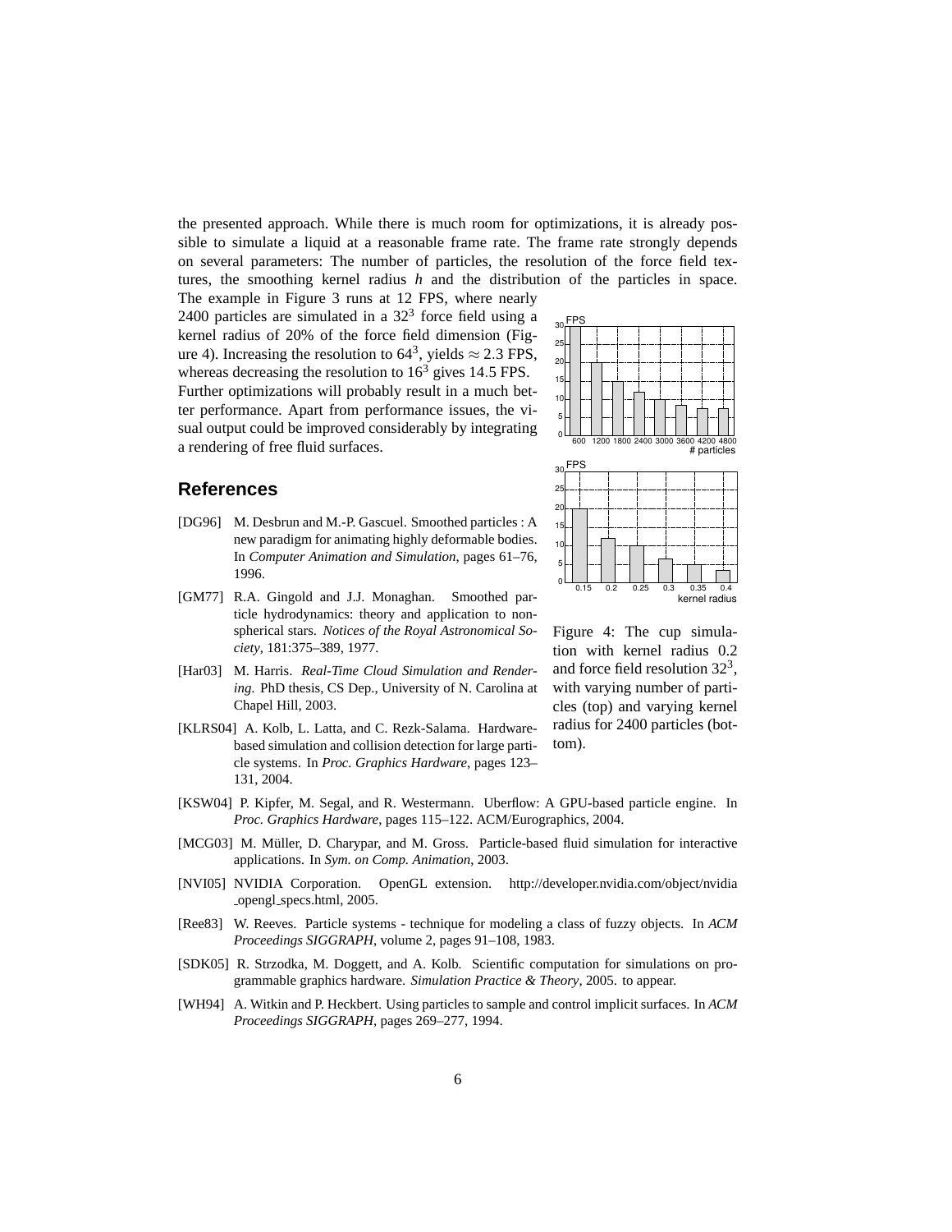the presented approach. While there is much room for optimizations, it is already possible to simulate a liquid at a reasonable frame rate. The frame rate strongly depends on several parameters: The number of particles, the resolution of the force field textures, the smoothing kernel radius $h$ and the distribution of the particles in space. The example in Figure 3 runs at 12 FPS, where nearly 2400 particles are simulated in a $32^3$ force field using a kernel radius of 20% of the force field dimension (Figure 4). Increasing the resolution to $64^3$, yields $\approx 2.3$ FPS, whereas decreasing the resolution to $16^3$ gives 14.5 FPS. Further optimizations will probably result in a much better performance. Apart from performance issues, the visual output could be improved considerably by integrating a rendering of free fluid surfaces.

FPS
30
25
20
15
10
5
0
600 1200 1800 2400 3000 3600 4200 4800
# particles

FPS
30
25
20
15
10
5
0
0.15 0.2 0.25 0.3 0.35 0.4
kernel radius

Figure 4: The cup simulation with kernel radius 0.2 and force field resolution $32^3$, with varying number of particles (top) and varying kernel radius for 2400 particles (bottom).

## References

[DG96] M. Desbrun and M.-P. Gascuel. Smoothed particles : A new paradigm for animating highly deformable bodies. In *Computer Animation and Simulation*, pages 61–76, 1996.

[GM77] R.A. Gingold and J.J. Monaghan. Smoothed particle hydrodynamics: theory and application to non-spherical stars. *Notices of the Royal Astronomical Society*, 181:375–389, 1977.

[Har03] M. Harris. *Real-Time Cloud Simulation and Rendering.* PhD thesis, CS Dep., University of N. Carolina at Chapel Hill, 2003.

[KLRS04] A. Kolb, L. Latta, and C. Rezk-Salama. Hardware-based simulation and collision detection for large particle systems. In *Proc. Graphics Hardware*, pages 123–131, 2004.

[KSW04] P. Kipfer, M. Segal, and R. Westermann. Uberflow: A GPU-based particle engine. In *Proc. Graphics Hardware*, pages 115–122. ACM/Eurographics, 2004.

[MCG03] M. Müller, D. Charypar, and M. Gross. Particle-based fluid simulation for interactive applications. In *Sym. on Comp. Animation*, 2003.

[NVI05] NVIDIA Corporation. OpenGL extension. http://developer.nvidia.com/object/nvidia_opengl_specs.html, 2005.

[Ree83] W. Reeves. Particle systems - technique for modeling a class of fuzzy objects. In *ACM Proceedings SIGGRAPH*, volume 2, pages 91–108, 1983.

[SDK05] R. Strzodka, M. Doggett, and A. Kolb. Scientific computation for simulations on programmable graphics hardware. *Simulation Practice & Theory*, 2005. to appear.

[WH94] A. Witkin and P. Heckbert. Using particles to sample and control implicit surfaces. In *ACM Proceedings SIGGRAPH*, pages 269–277, 1994.